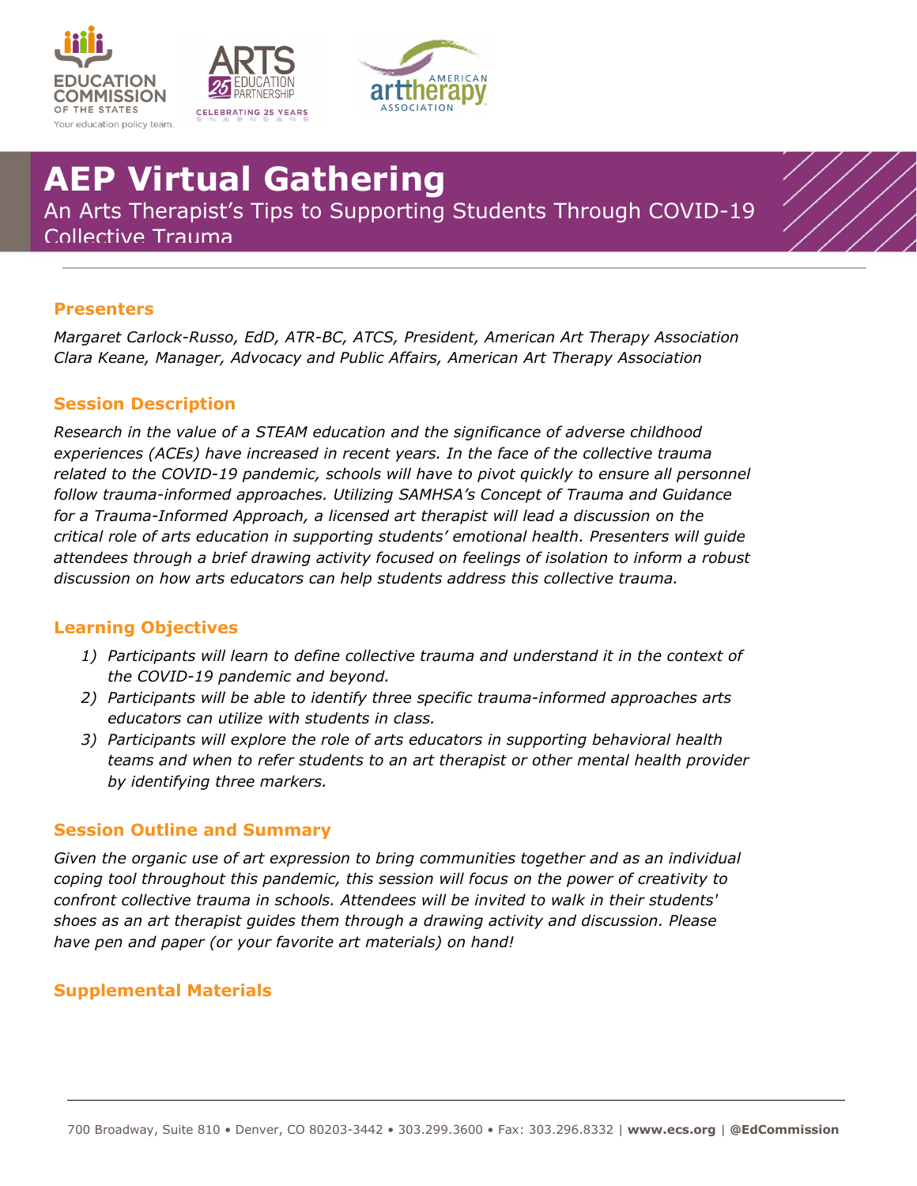# AEP Virtual Gathering

An Arts Therapist's Tips to Supporting Students Through COVID-19 Collective Trauma

## Presenters

*Margaret Carlock-Russo, EdD, ATR-BC, ATCS, President, American Art Therapy Association*
*Clara Keane, Manager, Advocacy and Public Affairs, American Art Therapy Association*

## Session Description

*Research in the value of a STEAM education and the significance of adverse childhood experiences (ACEs) have increased in recent years. In the face of the collective trauma related to the COVID-19 pandemic, schools will have to pivot quickly to ensure all personnel follow trauma-informed approaches. Utilizing SAMHSA's Concept of Trauma and Guidance for a Trauma-Informed Approach, a licensed art therapist will lead a discussion on the critical role of arts education in supporting students' emotional health. Presenters will guide attendees through a brief drawing activity focused on feelings of isolation to inform a robust discussion on how arts educators can help students address this collective trauma.*

## Learning Objectives

1) *Participants will learn to define collective trauma and understand it in the context of the COVID-19 pandemic and beyond.*
2) *Participants will be able to identify three specific trauma-informed approaches arts educators can utilize with students in class.*
3) *Participants will explore the role of arts educators in supporting behavioral health teams and when to refer students to an art therapist or other mental health provider by identifying three markers.*

## Session Outline and Summary

*Given the organic use of art expression to bring communities together and as an individual coping tool throughout this pandemic, this session will focus on the power of creativity to confront collective trauma in schools. Attendees will be invited to walk in their students' shoes as an art therapist guides them through a drawing activity and discussion. Please have pen and paper (or your favorite art materials) on hand!*

## Supplemental Materials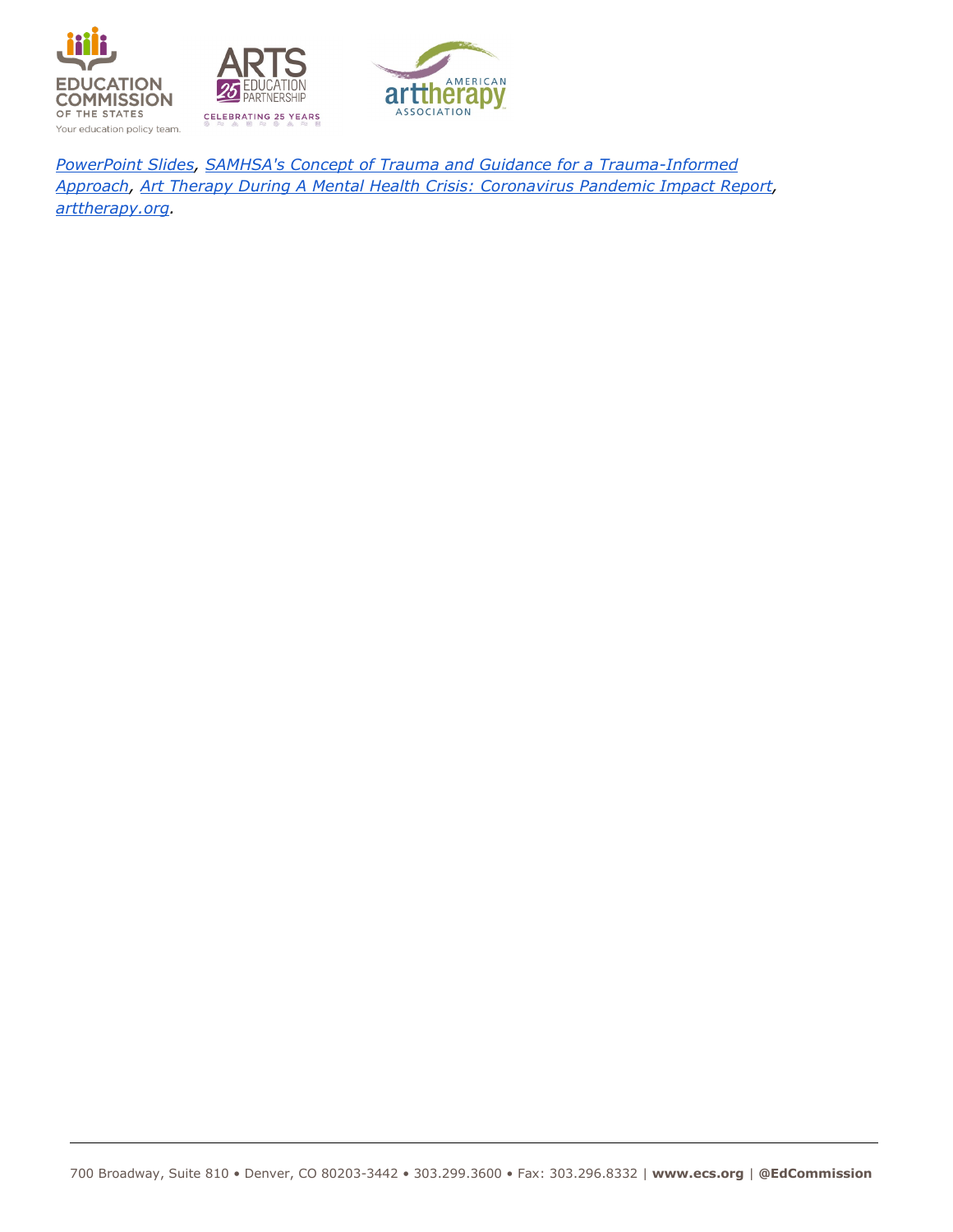*PowerPoint Slides*, *SAMHSA's Concept of Trauma and Guidance for a Trauma-Informed Approach*, *Art Therapy During A Mental Health Crisis: Coronavirus Pandemic Impact Report*, *arttherapy.org*.